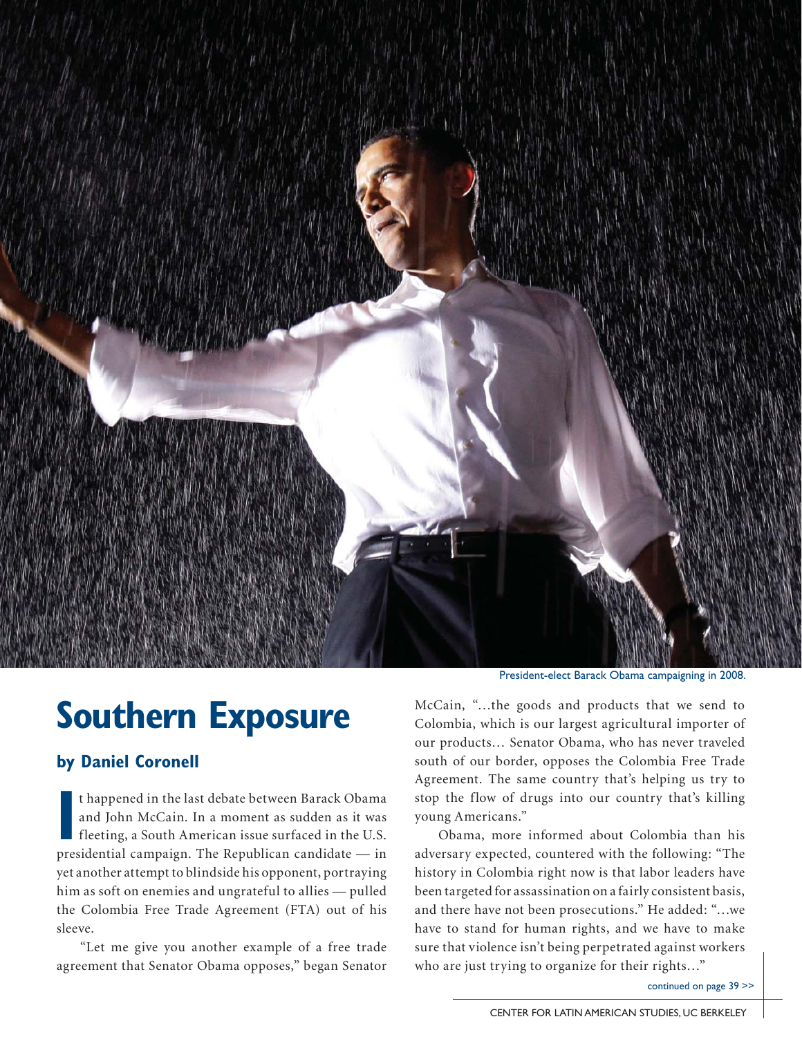President-elect Barack Obama campaigning in 2008.

# Southern Exposure

## by Daniel Coronell

It happened in the last debate between Barack Obama and John McCain. In a moment as sudden as it was fleeting, a South American issue surfaced in the U.S. presidential campaign. The Republican candidate — in yet another attempt to blindside his opponent, portraying him as soft on enemies and ungrateful to allies — pulled the Colombia Free Trade Agreement (FTA) out of his sleeve.

"Let me give you another example of a free trade agreement that Senator Obama opposes," began Senator McCain, "...the goods and products that we send to Colombia, which is our largest agricultural importer of our products... Senator Obama, who has never traveled south of our border, opposes the Colombia Free Trade Agreement. The same country that's helping us try to stop the flow of drugs into our country that's killing young Americans."

Obama, more informed about Colombia than his adversary expected, countered with the following: "The history in Colombia right now is that labor leaders have been targeted for assassination on a fairly consistent basis, and there have not been prosecutions." He added: "...we have to stand for human rights, and we have to make sure that violence isn't being perpetrated against workers who are just trying to organize for their rights..."

continued on page 39 >>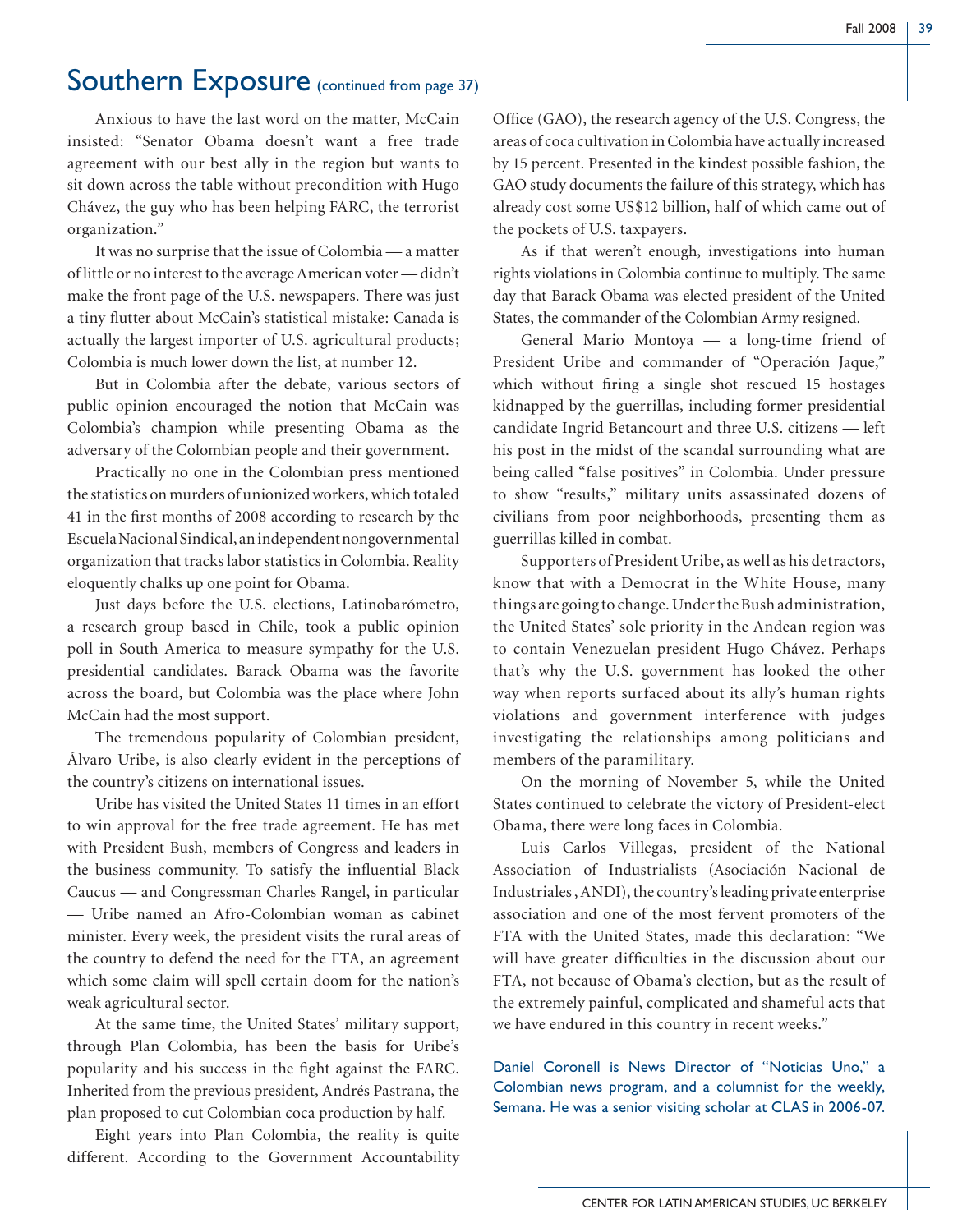## Southern Exposure (continued from page 37)

Anxious to have the last word on the matter, McCain insisted: "Senator Obama doesn't want a free trade agreement with our best ally in the region but wants to sit down across the table without precondition with Hugo Chávez, the guy who has been helping FARC, the terrorist organization."

It was no surprise that the issue of Colombia — a matter of little or no interest to the average American voter — didn't make the front page of the U.S. newspapers. There was just a tiny flutter about McCain's statistical mistake: Canada is actually the largest importer of U.S. agricultural products; Colombia is much lower down the list, at number 12.

But in Colombia after the debate, various sectors of public opinion encouraged the notion that McCain was Colombia's champion while presenting Obama as the adversary of the Colombian people and their government.

Practically no one in the Colombian press mentioned the statistics on murders of unionized workers, which totaled 41 in the first months of 2008 according to research by the Escuela Nacional Sindical, an independent nongovernmental organization that tracks labor statistics in Colombia. Reality eloquently chalks up one point for Obama.

Just days before the U.S. elections, Latinobarómetro, a research group based in Chile, took a public opinion poll in South America to measure sympathy for the U.S. presidential candidates. Barack Obama was the favorite across the board, but Colombia was the place where John McCain had the most support.

The tremendous popularity of Colombian president, Álvaro Uribe, is also clearly evident in the perceptions of the country's citizens on international issues.

Uribe has visited the United States 11 times in an effort to win approval for the free trade agreement. He has met with President Bush, members of Congress and leaders in the business community. To satisfy the influential Black Caucus — and Congressman Charles Rangel, in particular — Uribe named an Afro-Colombian woman as cabinet minister. Every week, the president visits the rural areas of the country to defend the need for the FTA, an agreement which some claim will spell certain doom for the nation's weak agricultural sector.

At the same time, the United States' military support, through Plan Colombia, has been the basis for Uribe's popularity and his success in the fight against the FARC. Inherited from the previous president, Andrés Pastrana, the plan proposed to cut Colombian coca production by half.

Eight years into Plan Colombia, the reality is quite different. According to the Government Accountability Office (GAO), the research agency of the U.S. Congress, the areas of coca cultivation in Colombia have actually increased by 15 percent. Presented in the kindest possible fashion, the GAO study documents the failure of this strategy, which has already cost some US$12 billion, half of which came out of the pockets of U.S. taxpayers.

As if that weren't enough, investigations into human rights violations in Colombia continue to multiply. The same day that Barack Obama was elected president of the United States, the commander of the Colombian Army resigned.

General Mario Montoya — a long-time friend of President Uribe and commander of "Operación Jaque," which without firing a single shot rescued 15 hostages kidnapped by the guerrillas, including former presidential candidate Ingrid Betancourt and three U.S. citizens — left his post in the midst of the scandal surrounding what are being called "false positives" in Colombia. Under pressure to show "results," military units assassinated dozens of civilians from poor neighborhoods, presenting them as guerrillas killed in combat.

Supporters of President Uribe, as well as his detractors, know that with a Democrat in the White House, many things are going to change. Under the Bush administration, the United States' sole priority in the Andean region was to contain Venezuelan president Hugo Chávez. Perhaps that's why the U.S. government has looked the other way when reports surfaced about its ally's human rights violations and government interference with judges investigating the relationships among politicians and members of the paramilitary.

On the morning of November 5, while the United States continued to celebrate the victory of President-elect Obama, there were long faces in Colombia.

Luis Carlos Villegas, president of the National Association of Industrialists (Asociación Nacional de Industriales, ANDI), the country's leading private enterprise association and one of the most fervent promoters of the FTA with the United States, made this declaration: "We will have greater difficulties in the discussion about our FTA, not because of Obama's election, but as the result of the extremely painful, complicated and shameful acts that we have endured in this country in recent weeks."

Daniel Coronell is News Director of "Noticias Uno," a Colombian news program, and a columnist for the weekly, Semana. He was a senior visiting scholar at CLAS in 2006-07.